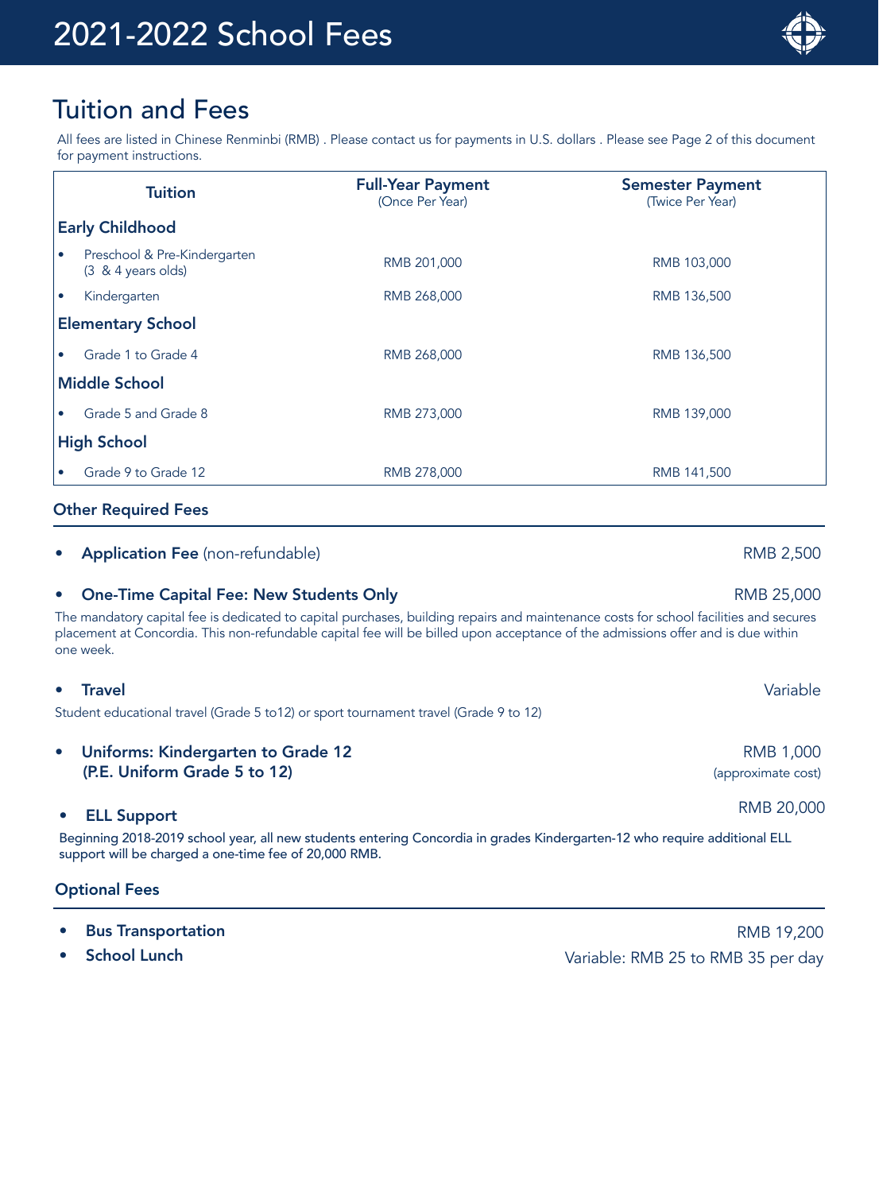# 2021-2022 School Fees

## Tuition and Fees

All fees are listed in Chinese Renminbi (RMB) . Please contact us for payments in U.S. dollars . Please see Page 2 of this document for payment instructions.

| Tuition | Full-Year Payment (Once Per Year) | Semester Payment (Twice Per Year) |
|---|---|---|
| **Early Childhood** | | |
| • Preschool & Pre-Kindergarten (3 & 4 years olds) | RMB 201,000 | RMB 103,000 |
| • Kindergarten | RMB 268,000 | RMB 136,500 |
| **Elementary School** | | |
| • Grade 1 to Grade 4 | RMB 268,000 | RMB 136,500 |
| **Middle School** | | |
| • Grade 5 and Grade 8 | RMB 273,000 | RMB 139,000 |
| **High School** | | |
| • Grade 9 to Grade 12 | RMB 278,000 | RMB 141,500 |

### Other Required Fees

- **Application Fee** (non-refundable) — RMB 2,500
- **One-Time Capital Fee: New Students Only** — RMB 25,000

The mandatory capital fee is dedicated to capital purchases, building repairs and maintenance costs for school facilities and secures placement at Concordia. This non-refundable capital fee will be billed upon acceptance of the admissions offer and is due within one week.

- **Travel** — Variable

Student educational travel (Grade 5 to12) or sport tournament travel (Grade 9 to 12)

- **Uniforms: Kindergarten to Grade 12 (P.E. Uniform Grade 5 to 12)** — RMB 1,000 (approximate cost)
- **ELL Support** — RMB 20,000

Beginning 2018-2019 school year, all new students entering Concordia in grades Kindergarten-12 who require additional ELL support will be charged a one-time fee of 20,000 RMB.

### Optional Fees

- **Bus Transportation** — RMB 19,200
- **School Lunch** — Variable: RMB 25 to RMB 35 per day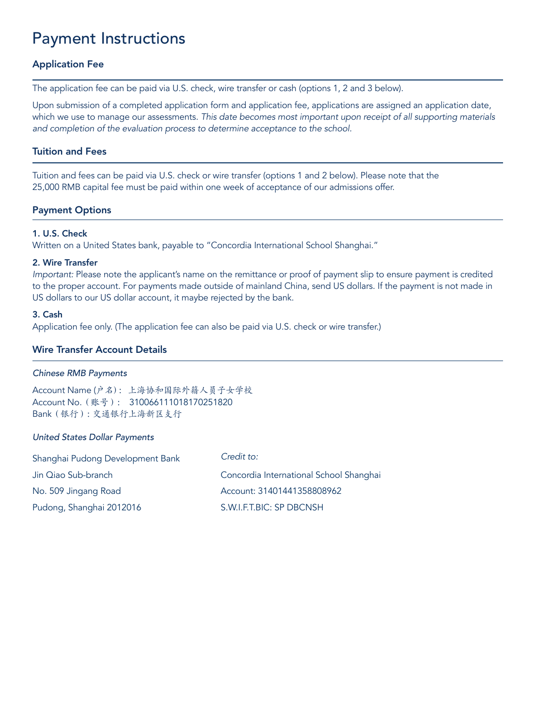# Payment Instructions

## Application Fee

The application fee can be paid via U.S. check, wire transfer or cash (options 1, 2 and 3 below).

Upon submission of a completed application form and application fee, applications are assigned an application date, which we use to manage our assessments. *This date becomes most important upon receipt of all supporting materials and completion of the evaluation process to determine acceptance to the school.*

## Tuition and Fees

Tuition and fees can be paid via U.S. check or wire transfer (options 1 and 2 below). Please note that the 25,000 RMB capital fee must be paid within one week of acceptance of our admissions offer.

## Payment Options

### 1. U.S. Check

Written on a United States bank, payable to "Concordia International School Shanghai."

### 2. Wire Transfer

*Important:* Please note the applicant's name on the remittance or proof of payment slip to ensure payment is credited to the proper account. For payments made outside of mainland China, send US dollars. If the payment is not made in US dollars to our US dollar account, it maybe rejected by the bank.

### 3. Cash

Application fee only. (The application fee can also be paid via U.S. check or wire transfer.)

## Wire Transfer Account Details

*Chinese RMB Payments*

Account Name (户名)： 上海协和国际外籍人员子女学校
Account No.（账号）： 310066111018170251820
Bank（银行）：交通银行上海新区支行

*United States Dollar Payments*

Shanghai Pudong Development Bank
Jin Qiao Sub-branch
No. 509 Jingang Road
Pudong, Shanghai 2012016

*Credit to:*
Concordia International School Shanghai
Account: 31401441358808962
S.W.I.F.T.BIC: SP DBCNSH